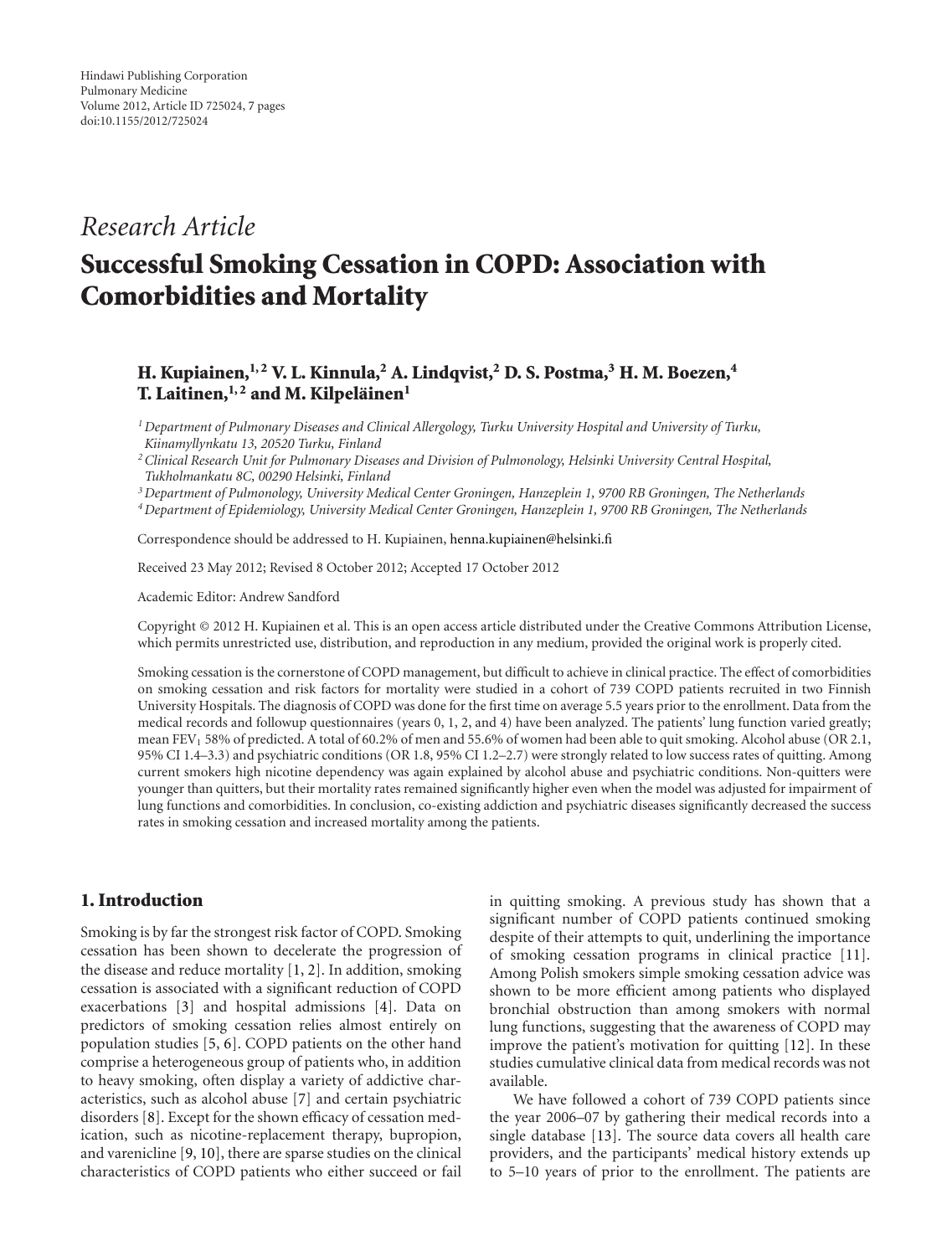Hindawi Publishing Corporation
Pulmonary Medicine
Volume 2012, Article ID 725024, 7 pages
doi:10.1155/2012/725024

*Research Article*

# Successful Smoking Cessation in COPD: Association with Comorbidities and Mortality

**H. Kupiainen,[1,2] V. L. Kinnula,[2] A. Lindqvist,[2] D. S. Postma,[3] H. M. Boezen,[4] T. Laitinen,[1,2] and M. Kilpeläinen[1]**

[1] *Department of Pulmonary Diseases and Clinical Allergology, Turku University Hospital and University of Turku, Kiinamyllynkatu 13, 20520 Turku, Finland*

[2] *Clinical Research Unit for Pulmonary Diseases and Division of Pulmonology, Helsinki University Central Hospital, Tukholmankatu 8C, 00290 Helsinki, Finland*

[3] *Department of Pulmonology, University Medical Center Groningen, Hanzeplein 1, 9700 RB Groningen, The Netherlands*

[4] *Department of Epidemiology, University Medical Center Groningen, Hanzeplein 1, 9700 RB Groningen, The Netherlands*

Correspondence should be addressed to H. Kupiainen, henna.kupiainen@helsinki.fi

Received 23 May 2012; Revised 8 October 2012; Accepted 17 October 2012

Academic Editor: Andrew Sandford

Copyright © 2012 H. Kupiainen et al. This is an open access article distributed under the Creative Commons Attribution License, which permits unrestricted use, distribution, and reproduction in any medium, provided the original work is properly cited.

Smoking cessation is the cornerstone of COPD management, but difficult to achieve in clinical practice. The effect of comorbidities on smoking cessation and risk factors for mortality were studied in a cohort of 739 COPD patients recruited in two Finnish University Hospitals. The diagnosis of COPD was done for the first time on average 5.5 years prior to the enrollment. Data from the medical records and followup questionnaires (years 0, 1, 2, and 4) have been analyzed. The patients' lung function varied greatly; mean $FEV_1$ 58% of predicted. A total of 60.2% of men and 55.6% of women had been able to quit smoking. Alcohol abuse (OR 2.1, 95% CI 1.4–3.3) and psychiatric conditions (OR 1.8, 95% CI 1.2–2.7) were strongly related to low success rates of quitting. Among current smokers high nicotine dependency was again explained by alcohol abuse and psychiatric conditions. Non-quitters were younger than quitters, but their mortality rates remained significantly higher even when the model was adjusted for impairment of lung functions and comorbidities. In conclusion, co-existing addiction and psychiatric diseases significantly decreased the success rates in smoking cessation and increased mortality among the patients.

## 1. Introduction

Smoking is by far the strongest risk factor of COPD. Smoking cessation has been shown to decelerate the progression of the disease and reduce mortality [1, 2]. In addition, smoking cessation is associated with a significant reduction of COPD exacerbations [3] and hospital admissions [4]. Data on predictors of smoking cessation relies almost entirely on population studies [5, 6]. COPD patients on the other hand comprise a heterogeneous group of patients who, in addition to heavy smoking, often display a variety of addictive characteristics, such as alcohol abuse [7] and certain psychiatric disorders [8]. Except for the shown efficacy of cessation medication, such as nicotine-replacement therapy, bupropion, and varenicline [9, 10], there are sparse studies on the clinical characteristics of COPD patients who either succeed or fail in quitting smoking. A previous study has shown that a significant number of COPD patients continued smoking despite of their attempts to quit, underlining the importance of smoking cessation programs in clinical practice [11]. Among Polish smokers simple smoking cessation advice was shown to be more efficient among patients who displayed bronchial obstruction than among smokers with normal lung functions, suggesting that the awareness of COPD may improve the patient's motivation for quitting [12]. In these studies cumulative clinical data from medical records was not available.

We have followed a cohort of 739 COPD patients since the year 2006–07 by gathering their medical records into a single database [13]. The source data covers all health care providers, and the participants' medical history extends up to 5–10 years of prior to the enrollment. The patients are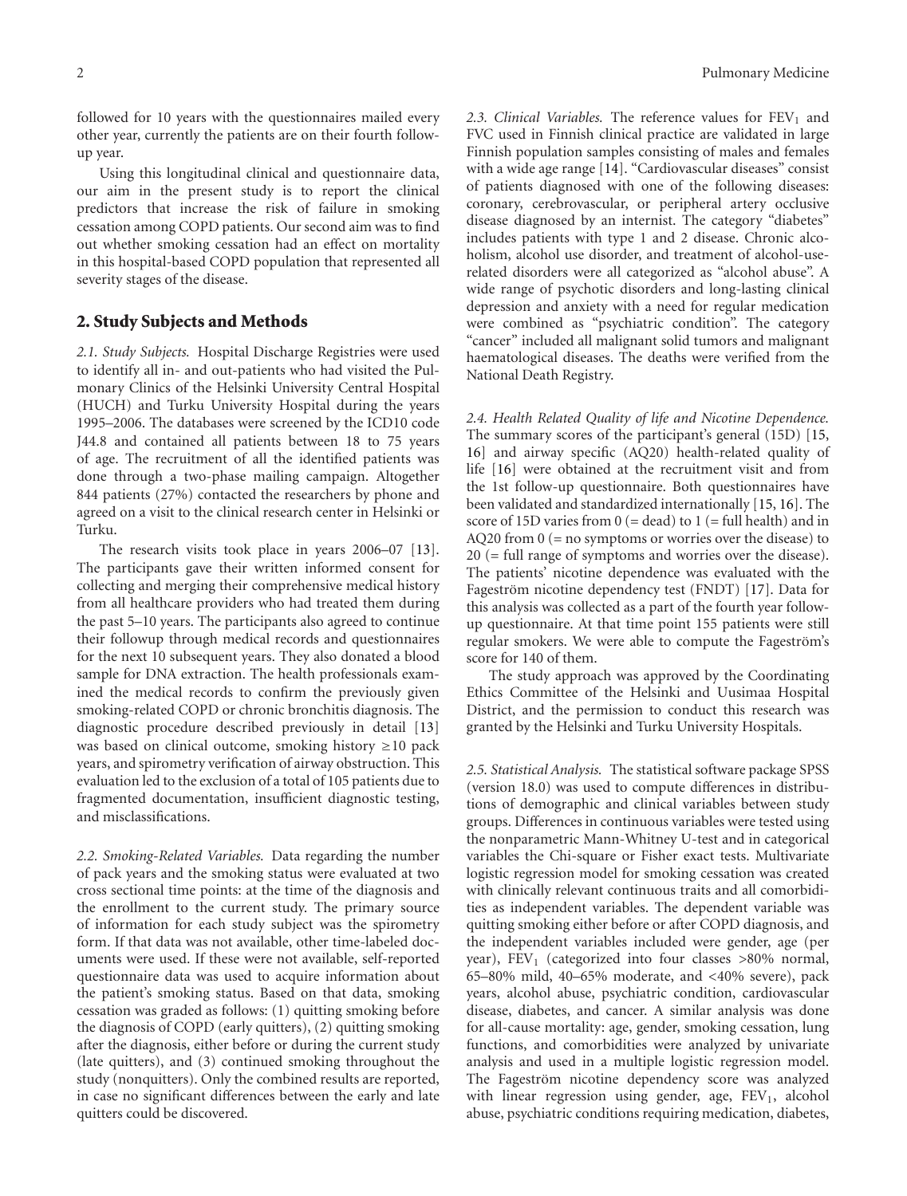followed for 10 years with the questionnaires mailed every other year, currently the patients are on their fourth follow-up year.

Using this longitudinal clinical and questionnaire data, our aim in the present study is to report the clinical predictors that increase the risk of failure in smoking cessation among COPD patients. Our second aim was to find out whether smoking cessation had an effect on mortality in this hospital-based COPD population that represented all severity stages of the disease.

## 2. Study Subjects and Methods

*2.1. Study Subjects.* Hospital Discharge Registries were used to identify all in- and out-patients who had visited the Pulmonary Clinics of the Helsinki University Central Hospital (HUCH) and Turku University Hospital during the years 1995–2006. The databases were screened by the ICD10 code J44.8 and contained all patients between 18 to 75 years of age. The recruitment of all the identified patients was done through a two-phase mailing campaign. Altogether 844 patients (27%) contacted the researchers by phone and agreed on a visit to the clinical research center in Helsinki or Turku.

The research visits took place in years 2006–07 [13]. The participants gave their written informed consent for collecting and merging their comprehensive medical history from all healthcare providers who had treated them during the past 5–10 years. The participants also agreed to continue their followup through medical records and questionnaires for the next 10 subsequent years. They also donated a blood sample for DNA extraction. The health professionals examined the medical records to confirm the previously given smoking-related COPD or chronic bronchitis diagnosis. The diagnostic procedure described previously in detail [13] was based on clinical outcome, smoking history ≥10 pack years, and spirometry verification of airway obstruction. This evaluation led to the exclusion of a total of 105 patients due to fragmented documentation, insufficient diagnostic testing, and misclassifications.

*2.2. Smoking-Related Variables.* Data regarding the number of pack years and the smoking status were evaluated at two cross sectional time points: at the time of the diagnosis and the enrollment to the current study. The primary source of information for each study subject was the spirometry form. If that data was not available, other time-labeled documents were used. If these were not available, self-reported questionnaire data was used to acquire information about the patient's smoking status. Based on that data, smoking cessation was graded as follows: (1) quitting smoking before the diagnosis of COPD (early quitters), (2) quitting smoking after the diagnosis, either before or during the current study (late quitters), and (3) continued smoking throughout the study (nonquitters). Only the combined results are reported, in case no significant differences between the early and late quitters could be discovered.

*2.3. Clinical Variables.* The reference values for $FEV_1$ and FVC used in Finnish clinical practice are validated in large Finnish population samples consisting of males and females with a wide age range [14]. "Cardiovascular diseases" consist of patients diagnosed with one of the following diseases: coronary, cerebrovascular, or peripheral artery occlusive disease diagnosed by an internist. The category "diabetes" includes patients with type 1 and 2 disease. Chronic alcoholism, alcohol use disorder, and treatment of alcohol-use-related disorders were all categorized as "alcohol abuse". A wide range of psychotic disorders and long-lasting clinical depression and anxiety with a need for regular medication were combined as "psychiatric condition". The category "cancer" included all malignant solid tumors and malignant haematological diseases. The deaths were verified from the National Death Registry.

*2.4. Health Related Quality of life and Nicotine Dependence.* The summary scores of the participant's general (15D) [15, 16] and airway specific (AQ20) health-related quality of life [16] were obtained at the recruitment visit and from the 1st follow-up questionnaire. Both questionnaires have been validated and standardized internationally [15, 16]. The score of 15D varies from 0 (= dead) to 1 (= full health) and in AQ20 from 0 (= no symptoms or worries over the disease) to 20 (= full range of symptoms and worries over the disease). The patients' nicotine dependence was evaluated with the Fageström nicotine dependency test (FNDT) [17]. Data for this analysis was collected as a part of the fourth year follow-up questionnaire. At that time point 155 patients were still regular smokers. We were able to compute the Fageström's score for 140 of them.

The study approach was approved by the Coordinating Ethics Committee of the Helsinki and Uusimaa Hospital District, and the permission to conduct this research was granted by the Helsinki and Turku University Hospitals.

*2.5. Statistical Analysis.* The statistical software package SPSS (version 18.0) was used to compute differences in distributions of demographic and clinical variables between study groups. Differences in continuous variables were tested using the nonparametric Mann-Whitney U-test and in categorical variables the Chi-square or Fisher exact tests. Multivariate logistic regression model for smoking cessation was created with clinically relevant continuous traits and all comorbidities as independent variables. The dependent variable was quitting smoking either before or after COPD diagnosis, and the independent variables included were gender, age (per year), $FEV_1$ (categorized into four classes >80% normal, 65–80% mild, 40–65% moderate, and <40% severe), pack years, alcohol abuse, psychiatric condition, cardiovascular disease, diabetes, and cancer. A similar analysis was done for all-cause mortality: age, gender, smoking cessation, lung functions, and comorbidities were analyzed by univariate analysis and used in a multiple logistic regression model. The Fageström nicotine dependency score was analyzed with linear regression using gender, age, $FEV_1$, alcohol abuse, psychiatric conditions requiring medication, diabetes,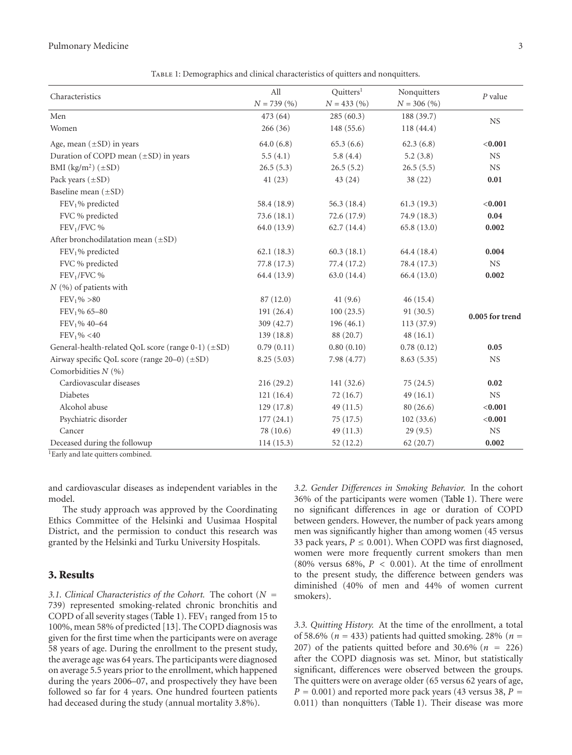Table 1: Demographics and clinical characteristics of quitters and nonquitters.

| Characteristics | All $N = 739$ (%) | Quitters[1] $N = 433$ (%) | Nonquitters $N = 306$ (%) | $P$ value |
|---|---|---|---|---|
| Men | 473 (64) | 285 (60.3) | 188 (39.7) | NS |
| Women | 266 (36) | 148 (55.6) | 118 (44.4) | |
| Age, mean ($\pm$SD) in years | 64.0 (6.8) | 65.3 (6.6) | 62.3 (6.8) | **<0.001** |
| Duration of COPD mean ($\pm$SD) in years | 5.5 (4.1) | 5.8 (4.4) | 5.2 (3.8) | NS |
| BMI (kg/m$^2$) ($\pm$SD) | 26.5 (5.3) | 26.5 (5.2) | 26.5 (5.5) | NS |
| Pack years ($\pm$SD) | 41 (23) | 43 (24) | 38 (22) | **0.01** |
| Baseline mean ($\pm$SD) | | | | |
| $FEV_1$% predicted | 58.4 (18.9) | 56.3 (18.4) | 61.3 (19.3) | **<0.001** |
| FVC % predicted | 73.6 (18.1) | 72.6 (17.9) | 74.9 (18.3) | **0.04** |
| $FEV_1$/FVC % | 64.0 (13.9) | 62.7 (14.4) | 65.8 (13.0) | **0.002** |
| After bronchodilatation mean ($\pm$SD) | | | | |
| $FEV_1$% predicted | 62.1 (18.3) | 60.3 (18.1) | 64.4 (18.4) | **0.004** |
| FVC % predicted | 77.8 (17.3) | 77.4 (17.2) | 78.4 (17.3) | NS |
| $FEV_1$/FVC % | 64.4 (13.9) | 63.0 (14.4) | 66.4 (13.0) | **0.002** |
| $N$ (%) of patients with | | | | |
| $FEV_1$% >80 | 87 (12.0) | 41 (9.6) | 46 (15.4) | **0.005 for trend** |
| $FEV_1$% 65–80 | 191 (26.4) | 100 (23.5) | 91 (30.5) | |
| $FEV_1$% 40–64 | 309 (42.7) | 196 (46.1) | 113 (37.9) | |
| $FEV_1$% <40 | 139 (18.8) | 88 (20.7) | 48 (16.1) | |
| General-health-related QoL score (range 0-1) ($\pm$SD) | 0.79 (0.11) | 0.80 (0.10) | 0.78 (0.12) | **0.05** |
| Airway specific QoL score (range 20–0) ($\pm$SD) | 8.25 (5.03) | 7.98 (4.77) | 8.63 (5.35) | NS |
| Comorbidities $N$ (%) | | | | |
| Cardiovascular diseases | 216 (29.2) | 141 (32.6) | 75 (24.5) | **0.02** |
| Diabetes | 121 (16.4) | 72 (16.7) | 49 (16.1) | NS |
| Alcohol abuse | 129 (17.8) | 49 (11.5) | 80 (26.6) | **<0.001** |
| Psychiatric disorder | 177 (24.1) | 75 (17.5) | 102 (33.6) | **<0.001** |
| Cancer | 78 (10.6) | 49 (11.3) | 29 (9.5) | NS |
| Deceased during the followup | 114 (15.3) | 52 (12.2) | 62 (20.7) | **0.002** |

[1]Early and late quitters combined.

and cardiovascular diseases as independent variables in the model.

The study approach was approved by the Coordinating Ethics Committee of the Helsinki and Uusimaa Hospital District, and the permission to conduct this research was granted by the Helsinki and Turku University Hospitals.

## 3. Results

*3.1. Clinical Characteristics of the Cohort.* The cohort ($N$ = 739) represented smoking-related chronic bronchitis and COPD of all severity stages (Table 1). $FEV_1$ ranged from 15 to 100%, mean 58% of predicted [13]. The COPD diagnosis was given for the first time when the participants were on average 58 years of age. During the enrollment to the present study, the average age was 64 years. The participants were diagnosed on average 5.5 years prior to the enrollment, which happened during the years 2006–07, and prospectively they have been followed so far for 4 years. One hundred fourteen patients had deceased during the study (annual mortality 3.8%).

*3.2. Gender Differences in Smoking Behavior.* In the cohort 36% of the participants were women (Table 1). There were no significant differences in age or duration of COPD between genders. However, the number of pack years among men was significantly higher than among women (45 versus 33 pack years, $P \leq 0.001$). When COPD was first diagnosed, women were more frequently current smokers than men (80% versus 68%, $P < 0.001$). At the time of enrollment to the present study, the difference between genders was diminished (40% of men and 44% of women current smokers).

*3.3. Quitting History.* At the time of the enrollment, a total of 58.6% ($n$ = 433) patients had quitted smoking. 28% ($n$ = 207) of the patients quitted before and 30.6% ($n$ = 226) after the COPD diagnosis was set. Minor, but statistically significant, differences were observed between the groups. The quitters were on average older (65 versus 62 years of age, $P = 0.001$) and reported more pack years (43 versus 38, $P$ = 0.011) than nonquitters (Table 1). Their disease was more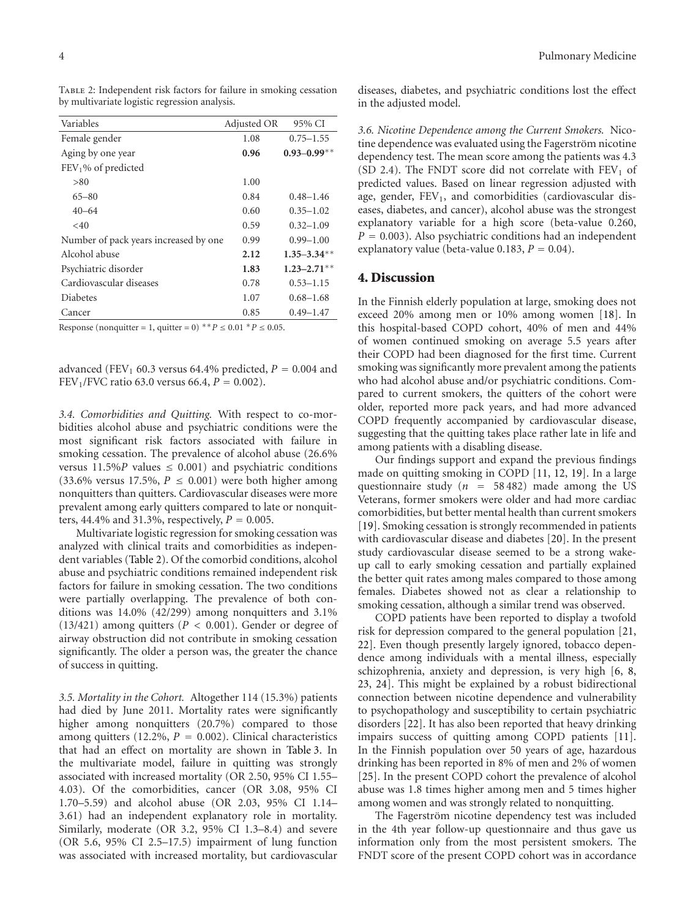Table 2: Independent risk factors for failure in smoking cessation by multivariate logistic regression analysis.

| Variables | Adjusted OR | 95% CI |
|---|---|---|
| Female gender | 1.08 | 0.75–1.55 |
| Aging by one year | **0.96** | **0.93–0.99**** |
| $FEV_1$% of predicted | | |
| >80 | 1.00 | |
| 65–80 | 0.84 | 0.48–1.46 |
| 40–64 | 0.60 | 0.35–1.02 |
| <40 | 0.59 | 0.32–1.09 |
| Number of pack years increased by one | 0.99 | 0.99–1.00 |
| Alcohol abuse | **2.12** | **1.35–3.34**** |
| Psychiatric disorder | **1.83** | **1.23–2.71**** |
| Cardiovascular diseases | 0.78 | 0.53–1.15 |
| Diabetes | 1.07 | 0.68–1.68 |
| Cancer | 0.85 | 0.49–1.47 |

Response (nonquitter = 1, quitter = 0) ** $P \leq 0.01$ * $P \leq 0.05$.

advanced ($FEV_1$ 60.3 versus 64.4% predicted, $P = 0.004$ and $FEV_1$/FVC ratio 63.0 versus 66.4, $P = 0.002$).

*3.4. Comorbidities and Quitting.* With respect to co-morbidities alcohol abuse and psychiatric conditions were the most significant risk factors associated with failure in smoking cessation. The prevalence of alcohol abuse (26.6% versus 11.5% $P$ values $\leq 0.001$) and psychiatric conditions (33.6% versus 17.5%, $P \leq 0.001$) were both higher among nonquitters than quitters. Cardiovascular diseases were more prevalent among early quitters compared to late or nonquitters, 44.4% and 31.3%, respectively, $P = 0.005$.

Multivariate logistic regression for smoking cessation was analyzed with clinical traits and comorbidities as independent variables (Table 2). Of the comorbid conditions, alcohol abuse and psychiatric conditions remained independent risk factors for failure in smoking cessation. The two conditions were partially overlapping. The prevalence of both conditions was 14.0% (42/299) among nonquitters and 3.1% (13/421) among quitters ($P < 0.001$). Gender or degree of airway obstruction did not contribute in smoking cessation significantly. The older a person was, the greater the chance of success in quitting.

*3.5. Mortality in the Cohort.* Altogether 114 (15.3%) patients had died by June 2011. Mortality rates were significantly higher among nonquitters (20.7%) compared to those among quitters (12.2%, $P = 0.002$). Clinical characteristics that had an effect on mortality are shown in Table 3. In the multivariate model, failure in quitting was strongly associated with increased mortality (OR 2.50, 95% CI 1.55–4.03). Of the comorbidities, cancer (OR 3.08, 95% CI 1.70–5.59) and alcohol abuse (OR 2.03, 95% CI 1.14–3.61) had an independent explanatory role in mortality. Similarly, moderate (OR 3.2, 95% CI 1.3–8.4) and severe (OR 5.6, 95% CI 2.5–17.5) impairment of lung function was associated with increased mortality, but cardiovascular diseases, diabetes, and psychiatric conditions lost the effect in the adjusted model.

*3.6. Nicotine Dependence among the Current Smokers.* Nicotine dependence was evaluated using the Fagerström nicotine dependency test. The mean score among the patients was 4.3 (SD 2.4). The FNDT score did not correlate with $FEV_1$ of predicted values. Based on linear regression adjusted with age, gender, $FEV_1$, and comorbidities (cardiovascular diseases, diabetes, and cancer), alcohol abuse was the strongest explanatory variable for a high score (beta-value 0.260, $P = 0.003$). Also psychiatric conditions had an independent explanatory value (beta-value 0.183, $P = 0.04$).

## 4. Discussion

In the Finnish elderly population at large, smoking does not exceed 20% among men or 10% among women [18]. In this hospital-based COPD cohort, 40% of men and 44% of women continued smoking on average 5.5 years after their COPD had been diagnosed for the first time. Current smoking was significantly more prevalent among the patients who had alcohol abuse and/or psychiatric conditions. Compared to current smokers, the quitters of the cohort were older, reported more pack years, and had more advanced COPD frequently accompanied by cardiovascular disease, suggesting that the quitting takes place rather late in life and among patients with a disabling disease.

Our findings support and expand the previous findings made on quitting smoking in COPD [11, 12, 19]. In a large questionnaire study ($n = 58482$) made among the US Veterans, former smokers were older and had more cardiac comorbidities, but better mental health than current smokers [19]. Smoking cessation is strongly recommended in patients with cardiovascular disease and diabetes [20]. In the present study cardiovascular disease seemed to be a strong wake-up call to early smoking cessation and partially explained the better quit rates among males compared to those among females. Diabetes showed not as clear a relationship to smoking cessation, although a similar trend was observed.

COPD patients have been reported to display a twofold risk for depression compared to the general population [21, 22]. Even though presently largely ignored, tobacco dependence among individuals with a mental illness, especially schizophrenia, anxiety and depression, is very high [6, 8, 23, 24]. This might be explained by a robust bidirectional connection between nicotine dependence and vulnerability to psychopathology and susceptibility to certain psychiatric disorders [22]. It has also been reported that heavy drinking impairs success of quitting among COPD patients [11]. In the Finnish population over 50 years of age, hazardous drinking has been reported in 8% of men and 2% of women [25]. In the present COPD cohort the prevalence of alcohol abuse was 1.8 times higher among men and 5 times higher among women and was strongly related to nonquitting.

The Fagerström nicotine dependency test was included in the 4th year follow-up questionnaire and thus gave us information only from the most persistent smokers. The FNDT score of the present COPD cohort was in accordance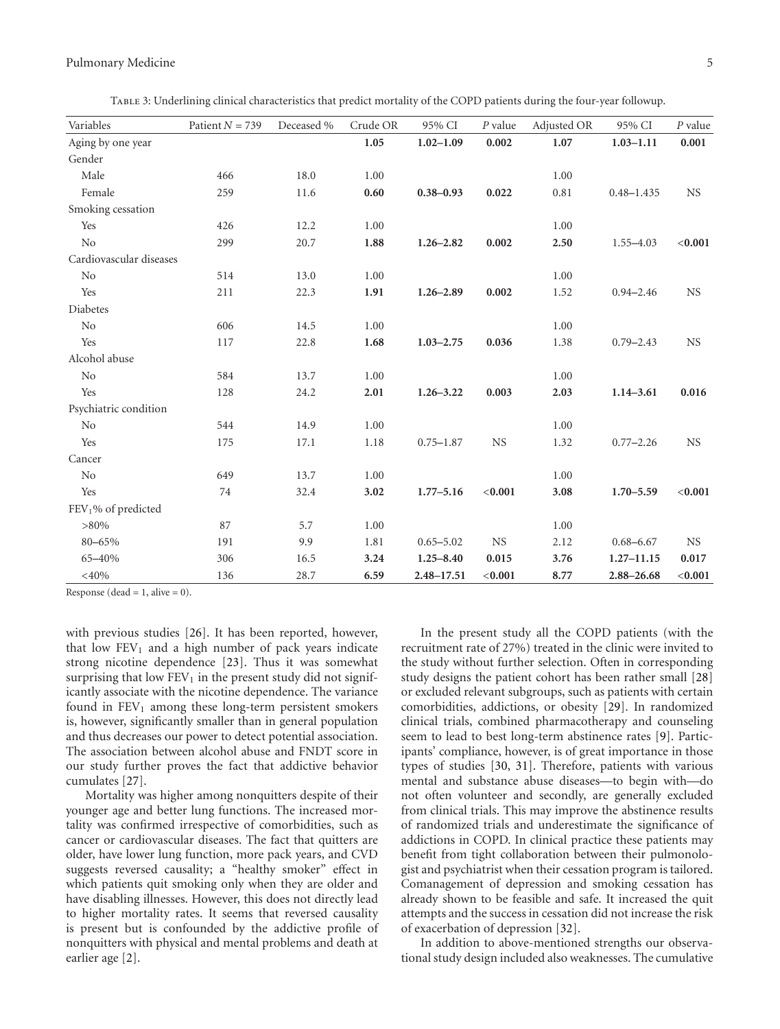Table 3: Underlining clinical characteristics that predict mortality of the COPD patients during the four-year followup.

| Variables | Patient $N = 739$ | Deceased % | Crude OR | 95% CI | $P$ value | Adjusted OR | 95% CI | $P$ value |
|---|---|---|---|---|---|---|---|---|
| Aging by one year | | | **1.05** | **1.02–1.09** | **0.002** | **1.07** | **1.03–1.11** | **0.001** |
| Gender | | | | | | | | |
| Male | 466 | 18.0 | 1.00 | | | 1.00 | | |
| Female | 259 | 11.6 | **0.60** | **0.38–0.93** | **0.022** | 0.81 | 0.48–1.435 | NS |
| Smoking cessation | | | | | | | | |
| Yes | 426 | 12.2 | 1.00 | | | 1.00 | | |
| No | 299 | 20.7 | **1.88** | **1.26–2.82** | **0.002** | **2.50** | 1.55–4.03 | **<0.001** |
| Cardiovascular diseases | | | | | | | | |
| No | 514 | 13.0 | 1.00 | | | 1.00 | | |
| Yes | 211 | 22.3 | **1.91** | **1.26–2.89** | **0.002** | 1.52 | 0.94–2.46 | NS |
| Diabetes | | | | | | | | |
| No | 606 | 14.5 | 1.00 | | | 1.00 | | |
| Yes | 117 | 22.8 | **1.68** | **1.03–2.75** | **0.036** | 1.38 | 0.79–2.43 | NS |
| Alcohol abuse | | | | | | | | |
| No | 584 | 13.7 | 1.00 | | | 1.00 | | |
| Yes | 128 | 24.2 | **2.01** | **1.26–3.22** | **0.003** | **2.03** | **1.14–3.61** | **0.016** |
| Psychiatric condition | | | | | | | | |
| No | 544 | 14.9 | 1.00 | | | 1.00 | | |
| Yes | 175 | 17.1 | 1.18 | 0.75–1.87 | NS | 1.32 | 0.77–2.26 | NS |
| Cancer | | | | | | | | |
| No | 649 | 13.7 | 1.00 | | | 1.00 | | |
| Yes | 74 | 32.4 | **3.02** | **1.77–5.16** | **<0.001** | **3.08** | **1.70–5.59** | **<0.001** |
| $FEV_1$% of predicted | | | | | | | | |
| >80% | 87 | 5.7 | 1.00 | | | 1.00 | | |
| 80–65% | 191 | 9.9 | 1.81 | 0.65–5.02 | NS | 2.12 | 0.68–6.67 | NS |
| 65–40% | 306 | 16.5 | **3.24** | **1.25–8.40** | **0.015** | **3.76** | **1.27–11.15** | **0.017** |
| <40% | 136 | 28.7 | **6.59** | **2.48–17.51** | **<0.001** | **8.77** | **2.88–26.68** | **<0.001** |

Response (dead = 1, alive = 0).

with previous studies [26]. It has been reported, however, that low $FEV_1$ and a high number of pack years indicate strong nicotine dependence [23]. Thus it was somewhat surprising that low $FEV_1$ in the present study did not significantly associate with the nicotine dependence. The variance found in $FEV_1$ among these long-term persistent smokers is, however, significantly smaller than in general population and thus decreases our power to detect potential association. The association between alcohol abuse and FNDT score in our study further proves the fact that addictive behavior cumulates [27].

Mortality was higher among nonquitters despite of their younger age and better lung functions. The increased mortality was confirmed irrespective of comorbidities, such as cancer or cardiovascular diseases. The fact that quitters are older, have lower lung function, more pack years, and CVD suggests reversed causality; a "healthy smoker" effect in which patients quit smoking only when they are older and have disabling illnesses. However, this does not directly lead to higher mortality rates. It seems that reversed causality is present but is confounded by the addictive profile of nonquitters with physical and mental problems and death at earlier age [2].

In the present study all the COPD patients (with the recruitment rate of 27%) treated in the clinic were invited to the study without further selection. Often in corresponding study designs the patient cohort has been rather small [28] or excluded relevant subgroups, such as patients with certain comorbidities, addictions, or obesity [29]. In randomized clinical trials, combined pharmacotherapy and counseling seem to lead to best long-term abstinence rates [9]. Participants' compliance, however, is of great importance in those types of studies [30, 31]. Therefore, patients with various mental and substance abuse diseases—to begin with—do not often volunteer and secondly, are generally excluded from clinical trials. This may improve the abstinence results of randomized trials and underestimate the significance of addictions in COPD. In clinical practice these patients may benefit from tight collaboration between their pulmonologist and psychiatrist when their cessation program is tailored. Comanagement of depression and smoking cessation has already shown to be feasible and safe. It increased the quit attempts and the success in cessation did not increase the risk of exacerbation of depression [32].

In addition to above-mentioned strengths our observational study design included also weaknesses. The cumulative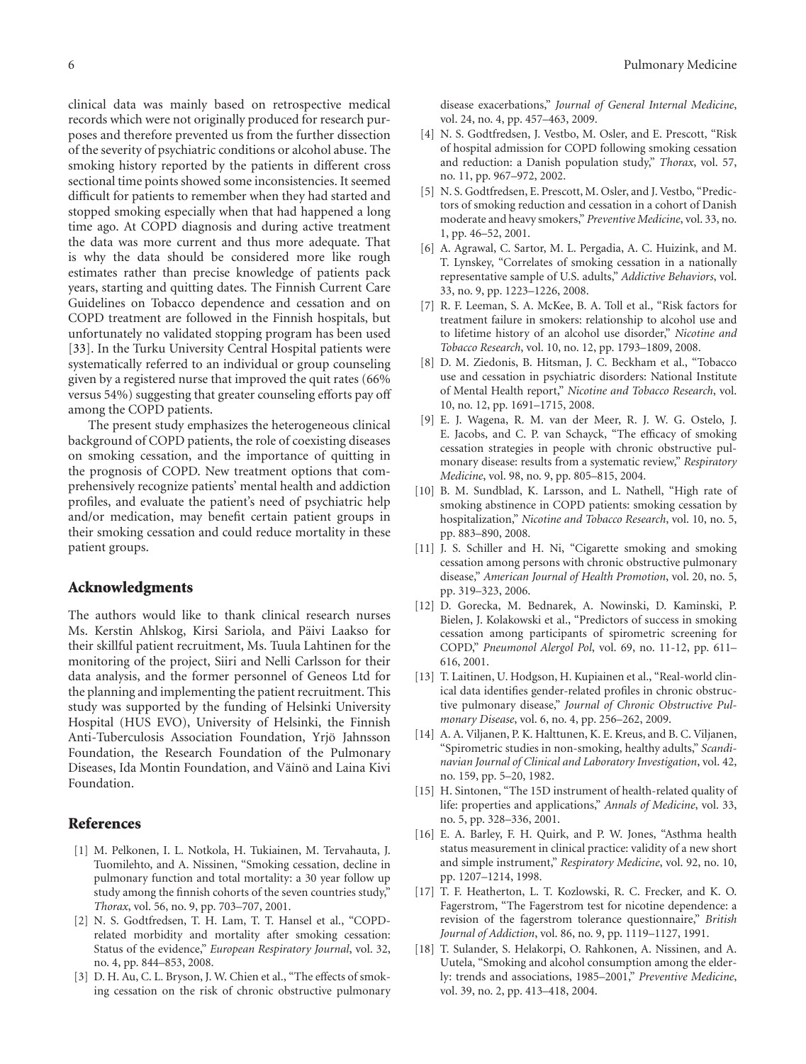clinical data was mainly based on retrospective medical records which were not originally produced for research purposes and therefore prevented us from the further dissection of the severity of psychiatric conditions or alcohol abuse. The smoking history reported by the patients in different cross sectional time points showed some inconsistencies. It seemed difficult for patients to remember when they had started and stopped smoking especially when that had happened a long time ago. At COPD diagnosis and during active treatment the data was more current and thus more adequate. That is why the data should be considered more like rough estimates rather than precise knowledge of patients pack years, starting and quitting dates. The Finnish Current Care Guidelines on Tobacco dependence and cessation and on COPD treatment are followed in the Finnish hospitals, but unfortunately no validated stopping program has been used [33]. In the Turku University Central Hospital patients were systematically referred to an individual or group counseling given by a registered nurse that improved the quit rates (66% versus 54%) suggesting that greater counseling efforts pay off among the COPD patients.

The present study emphasizes the heterogeneous clinical background of COPD patients, the role of coexisting diseases on smoking cessation, and the importance of quitting in the prognosis of COPD. New treatment options that comprehensively recognize patients' mental health and addiction profiles, and evaluate the patient's need of psychiatric help and/or medication, may benefit certain patient groups in their smoking cessation and could reduce mortality in these patient groups.

## Acknowledgments

The authors would like to thank clinical research nurses Ms. Kerstin Ahlskog, Kirsi Sariola, and Päivi Laakso for their skillful patient recruitment, Ms. Tuula Lahtinen for the monitoring of the project, Siiri and Nelli Carlsson for their data analysis, and the former personnel of Geneos Ltd for the planning and implementing the patient recruitment. This study was supported by the funding of Helsinki University Hospital (HUS EVO), University of Helsinki, the Finnish Anti-Tuberculosis Association Foundation, Yrjö Jahnsson Foundation, the Research Foundation of the Pulmonary Diseases, Ida Montin Foundation, and Väinö and Laina Kivi Foundation.

## References

[1] M. Pelkonen, I. L. Notkola, H. Tukiainen, M. Tervahauta, J. Tuomilehto, and A. Nissinen, "Smoking cessation, decline in pulmonary function and total mortality: a 30 year follow up study among the finnish cohorts of the seven countries study," *Thorax*, vol. 56, no. 9, pp. 703–707, 2001.

[2] N. S. Godtfredsen, T. H. Lam, T. T. Hansel et al., "COPD-related morbidity and mortality after smoking cessation: Status of the evidence," *European Respiratory Journal*, vol. 32, no. 4, pp. 844–853, 2008.

[3] D. H. Au, C. L. Bryson, J. W. Chien et al., "The effects of smoking cessation on the risk of chronic obstructive pulmonary disease exacerbations," *Journal of General Internal Medicine*, vol. 24, no. 4, pp. 457–463, 2009.

[4] N. S. Godtfredsen, J. Vestbo, M. Osler, and E. Prescott, "Risk of hospital admission for COPD following smoking cessation and reduction: a Danish population study," *Thorax*, vol. 57, no. 11, pp. 967–972, 2002.

[5] N. S. Godtfredsen, E. Prescott, M. Osler, and J. Vestbo, "Predictors of smoking reduction and cessation in a cohort of Danish moderate and heavy smokers," *Preventive Medicine*, vol. 33, no. 1, pp. 46–52, 2001.

[6] A. Agrawal, C. Sartor, M. L. Pergadia, A. C. Huizink, and M. T. Lynskey, "Correlates of smoking cessation in a nationally representative sample of U.S. adults," *Addictive Behaviors*, vol. 33, no. 9, pp. 1223–1226, 2008.

[7] R. F. Leeman, S. A. McKee, B. A. Toll et al., "Risk factors for treatment failure in smokers: relationship to alcohol use and to lifetime history of an alcohol use disorder," *Nicotine and Tobacco Research*, vol. 10, no. 12, pp. 1793–1809, 2008.

[8] D. M. Ziedonis, B. Hitsman, J. C. Beckham et al., "Tobacco use and cessation in psychiatric disorders: National Institute of Mental Health report," *Nicotine and Tobacco Research*, vol. 10, no. 12, pp. 1691–1715, 2008.

[9] E. J. Wagena, R. M. van der Meer, R. J. W. G. Ostelo, J. E. Jacobs, and C. P. van Schayck, "The efficacy of smoking cessation strategies in people with chronic obstructive pulmonary disease: results from a systematic review," *Respiratory Medicine*, vol. 98, no. 9, pp. 805–815, 2004.

[10] B. M. Sundblad, K. Larsson, and L. Nathell, "High rate of smoking abstinence in COPD patients: smoking cessation by hospitalization," *Nicotine and Tobacco Research*, vol. 10, no. 5, pp. 883–890, 2008.

[11] J. S. Schiller and H. Ni, "Cigarette smoking and smoking cessation among persons with chronic obstructive pulmonary disease," *American Journal of Health Promotion*, vol. 20, no. 5, pp. 319–323, 2006.

[12] D. Gorecka, M. Bednarek, A. Nowinski, D. Kaminski, P. Bielen, J. Kolakowski et al., "Predictors of success in smoking cessation among participants of spirometric screening for COPD," *Pneumonol Alergol Pol*, vol. 69, no. 11-12, pp. 611–616, 2001.

[13] T. Laitinen, U. Hodgson, H. Kupiainen et al., "Real-world clinical data identifies gender-related profiles in chronic obstructive pulmonary disease," *Journal of Chronic Obstructive Pulmonary Disease*, vol. 6, no. 4, pp. 256–262, 2009.

[14] A. A. Viljanen, P. K. Halttunen, K. E. Kreus, and B. C. Viljanen, "Spirometric studies in non-smoking, healthy adults," *Scandinavian Journal of Clinical and Laboratory Investigation*, vol. 42, no. 159, pp. 5–20, 1982.

[15] H. Sintonen, "The 15D instrument of health-related quality of life: properties and applications," *Annals of Medicine*, vol. 33, no. 5, pp. 328–336, 2001.

[16] E. A. Barley, F. H. Quirk, and P. W. Jones, "Asthma health status measurement in clinical practice: validity of a new short and simple instrument," *Respiratory Medicine*, vol. 92, no. 10, pp. 1207–1214, 1998.

[17] T. F. Heatherton, L. T. Kozlowski, R. C. Frecker, and K. O. Fagerstrom, "The Fagerstrom test for nicotine dependence: a revision of the fagerstrom tolerance questionnaire," *British Journal of Addiction*, vol. 86, no. 9, pp. 1119–1127, 1991.

[18] T. Sulander, S. Helakorpi, O. Rahkonen, A. Nissinen, and A. Uutela, "Smoking and alcohol consumption among the elderly: trends and associations, 1985–2001," *Preventive Medicine*, vol. 39, no. 2, pp. 413–418, 2004.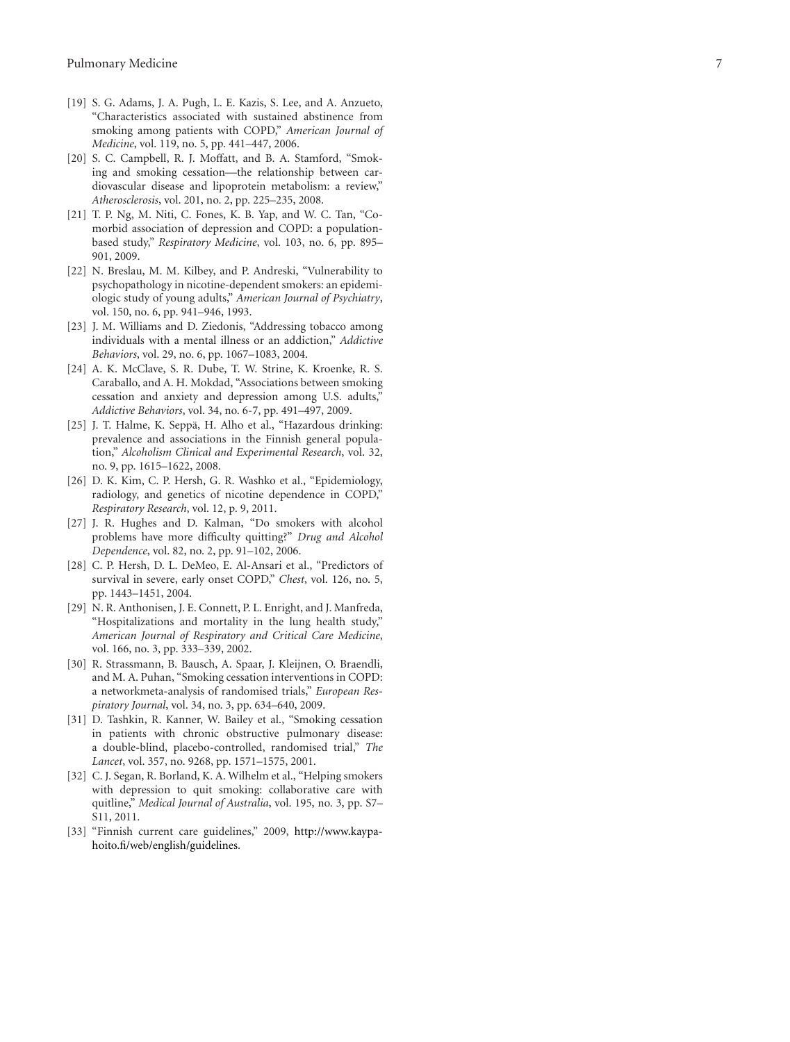[19] S. G. Adams, J. A. Pugh, L. E. Kazis, S. Lee, and A. Anzueto, "Characteristics associated with sustained abstinence from smoking among patients with COPD," *American Journal of Medicine*, vol. 119, no. 5, pp. 441–447, 2006.

[20] S. C. Campbell, R. J. Moffatt, and B. A. Stamford, "Smoking and smoking cessation—the relationship between cardiovascular disease and lipoprotein metabolism: a review," *Atherosclerosis*, vol. 201, no. 2, pp. 225–235, 2008.

[21] T. P. Ng, M. Niti, C. Fones, K. B. Yap, and W. C. Tan, "Comorbid association of depression and COPD: a population-based study," *Respiratory Medicine*, vol. 103, no. 6, pp. 895–901, 2009.

[22] N. Breslau, M. M. Kilbey, and P. Andreski, "Vulnerability to psychopathology in nicotine-dependent smokers: an epidemiologic study of young adults," *American Journal of Psychiatry*, vol. 150, no. 6, pp. 941–946, 1993.

[23] J. M. Williams and D. Ziedonis, "Addressing tobacco among individuals with a mental illness or an addiction," *Addictive Behaviors*, vol. 29, no. 6, pp. 1067–1083, 2004.

[24] A. K. McClave, S. R. Dube, T. W. Strine, K. Kroenke, R. S. Caraballo, and A. H. Mokdad, "Associations between smoking cessation and anxiety and depression among U.S. adults," *Addictive Behaviors*, vol. 34, no. 6-7, pp. 491–497, 2009.

[25] J. T. Halme, K. Seppä, H. Alho et al., "Hazardous drinking: prevalence and associations in the Finnish general population," *Alcoholism Clinical and Experimental Research*, vol. 32, no. 9, pp. 1615–1622, 2008.

[26] D. K. Kim, C. P. Hersh, G. R. Washko et al., "Epidemiology, radiology, and genetics of nicotine dependence in COPD," *Respiratory Research*, vol. 12, p. 9, 2011.

[27] J. R. Hughes and D. Kalman, "Do smokers with alcohol problems have more difficulty quitting?" *Drug and Alcohol Dependence*, vol. 82, no. 2, pp. 91–102, 2006.

[28] C. P. Hersh, D. L. DeMeo, E. Al-Ansari et al., "Predictors of survival in severe, early onset COPD," *Chest*, vol. 126, no. 5, pp. 1443–1451, 2004.

[29] N. R. Anthonisen, J. E. Connett, P. L. Enright, and J. Manfreda, "Hospitalizations and mortality in the lung health study," *American Journal of Respiratory and Critical Care Medicine*, vol. 166, no. 3, pp. 333–339, 2002.

[30] R. Strassmann, B. Bausch, A. Spaar, J. Kleijnen, O. Braendli, and M. A. Puhan, "Smoking cessation interventions in COPD: a networkmeta-analysis of randomised trials," *European Respiratory Journal*, vol. 34, no. 3, pp. 634–640, 2009.

[31] D. Tashkin, R. Kanner, W. Bailey et al., "Smoking cessation in patients with chronic obstructive pulmonary disease: a double-blind, placebo-controlled, randomised trial," *The Lancet*, vol. 357, no. 9268, pp. 1571–1575, 2001.

[32] C. J. Segan, R. Borland, K. A. Wilhelm et al., "Helping smokers with depression to quit smoking: collaborative care with quitline," *Medical Journal of Australia*, vol. 195, no. 3, pp. S7–S11, 2011.

[33] "Finnish current care guidelines," 2009, http://www.kaypahoito.fi/web/english/guidelines.